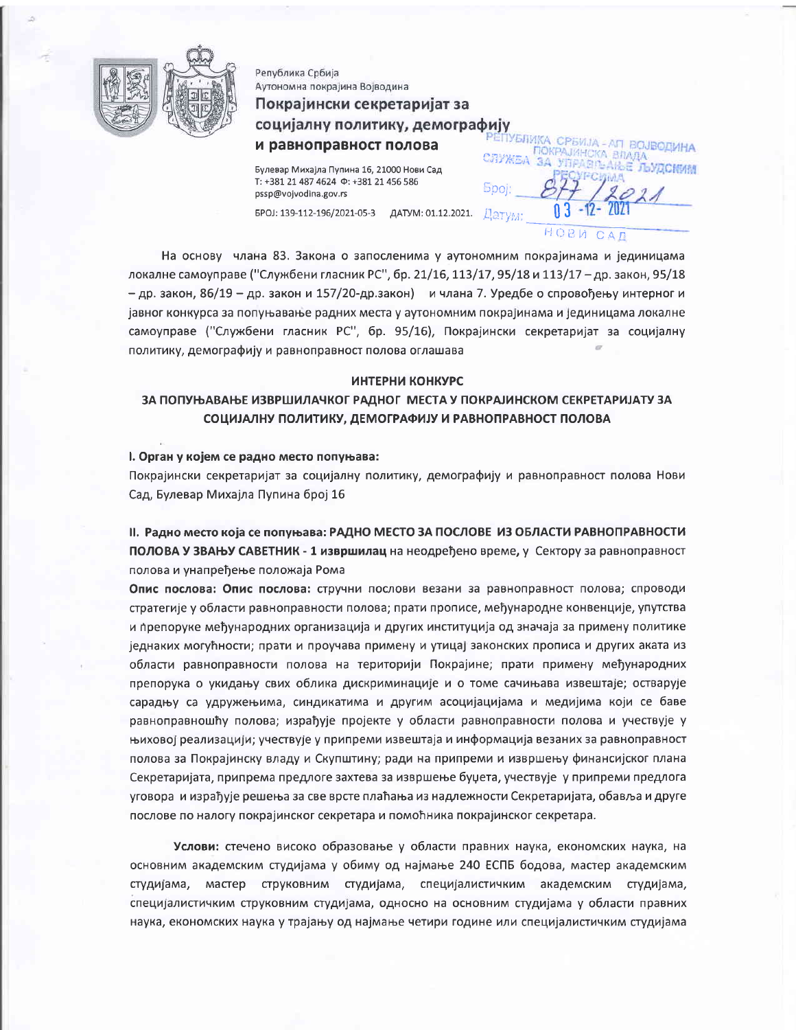Република Србија
Аутономна покрајина Војводина

**Покрајински секретаријат за социјалну политику, демографију и равноправност полова**

Булевар Михајла Пупина 16, 21000 Нови Сад
Т: +381 21 487 4624 Ф: +381 21 456 586
pssp@vojvodina.gov.rs

БРОЈ: 139-112-196/2021-05-3 ДАТУМ: 01.12.2021.

РЕПУБЛИКА СРБИЈА - АП ВОЈВОДИНА
ПОКРАЈИНСКА ВЛАДА
СЛУЖБА ЗА УПРАВЉАЊЕ ЉУДСКИМ РЕСУРСИМА
Број: 877/2021
Датум: 03-12-2021
НОВИ САД

На основу члана 83. Закона о запосленима у аутономним покрајинама и јединицама локалне самоуправе ("Службени гласник РС", бр. 21/16, 113/17, 95/18 и 113/17 – др. закон, 95/18 – др. закон, 86/19 – др. закон и 157/20-др.закон) и члана 7. Уредбе о спровођењу интерног и јавног конкурса за попуњавање радних места у аутономним покрајинама и јединицама локалне самоуправе ("Службени гласник РС", бр. 95/16), Покрајински секретаријат за социјалну политику, демографију и равноправност полова оглашава

**ИНТЕРНИ КОНКУРС**

**ЗА ПОПУЊАВАЊЕ ИЗВРШИЛАЧКОГ РАДНОГ МЕСТА У ПОКРАЈИНСКОМ СЕКРЕТАРИЈАТУ ЗА СОЦИЈАЛНУ ПОЛИТИКУ, ДЕМОГРАФИЈУ И РАВНОПРАВНОСТ ПОЛОВА**

**I. Орган у којем се радно место попуњава:**

Покрајински секретаријат за социјалну политику, демографију и равноправност полова Нови Сад, Булевар Михајла Пупина број 16

**II. Радно место која се попуњава: РАДНО МЕСТО ЗА ПОСЛОВЕ ИЗ ОБЛАСТИ РАВНОПРАВНОСТИ ПОЛОВА У ЗВАЊУ САВЕТНИК - 1 извршилац** на неодређено време**,** у Сектору за равноправност полова и унапређење положаја Рома

**Опис послова: Опис послова:** стручни послови везани за равноправност полова; спроводи стратегије у области равноправности полова; прати прописе, међународне конвенције, упутства и препоруке међународних организација и других институција од значаја за примену политике једнаких могућности; прати и проучава примену и утицај законских прописа и других аката из области равноправности полова на територији Покрајине; прати примену међународних препорука о укидању свих облика дискриминације и о томе сачињава извештаје; остварује сарадњу са удружењима, синдикатима и другим асоцијацијама и медијима који се баве равноправношћу полова; израђује пројекте у области равноправности полова и учествује у њиховој реализацији; учествује у припреми извештаја и информација везаних за равноправност полова за Покрајинску владу и Скупштину; ради на припреми и извршењу финансијског плана Секретаријата, припрема предлоге захтева за извршење буџета, учествује у припреми предлога уговора и израђује решења за све врсте плаћања из надлежности Секретаријата, обавља и друге послове по налогу покрајинског секретара и помоћника покрајинског секретара.

**Услови:** стечено високо образовање у области правних наука, економских наука, на основним академским студијама у обиму од најмање 240 ЕСПБ бодова, мастер академским студијама, мастер струковним студијама, специјалистичким академским студијама, специјалистичким струковним студијама, односно на основним студијама у области правних наука, економских наука у трајању од најмање четири године или специјалистичким студијама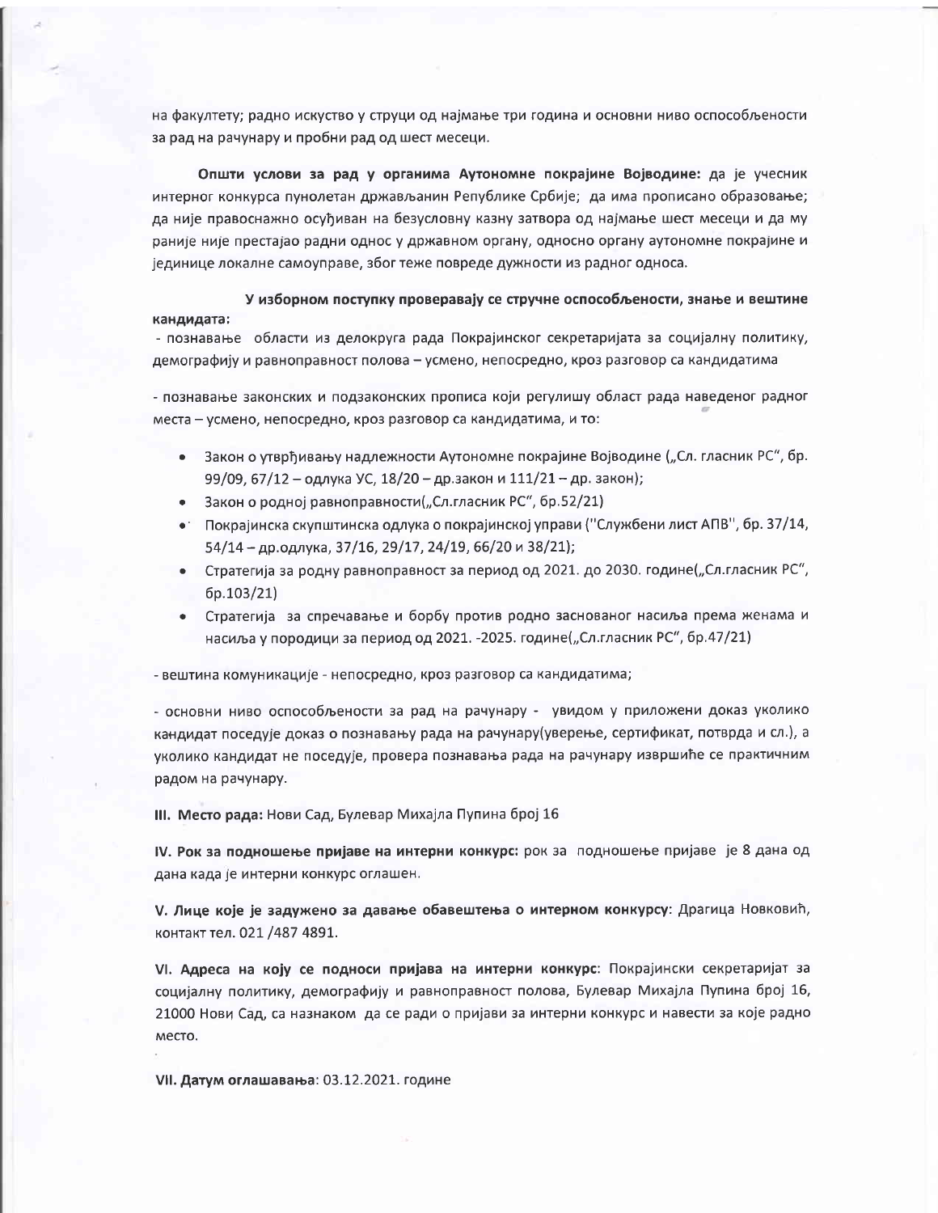на факултету; радно искуство у струци од најмање три година и основни ниво оспособљености за рад на рачунару и пробни рад од шест месеци.

**Општи услови за рад у органима Аутономне покрајине Војводине:** да је учесник интерног конкурса пунолетан држављанин Републике Србије; да има прописано образовање; да није правоснажно осуђиван на безусловну казну затвора од најмање шест месеци и да му раније није престајао радни однос у државном органу, односно органу аутономне покрајине и јединице локалне самоуправе, због теже повреде дужности из радног односа.

**У изборном поступку проверавају се стручне оспособљености, знање и вештине кандидата:**

- познавање области из делокруга рада Покрајинског секретаријата за социјалну политику, демографију и равноправност полова – усмено, непосредно, кроз разговор са кандидатима

- познавање законских и подзаконских прописа који регулишу област рада наведеног радног места – усмено, непосредно, кроз разговор са кандидатима, и то:

- Закон о утврђивању надлежности Аутономне покрајине Војводине („Сл. гласник РС", бр. 99/09, 67/12 – одлука УС, 18/20 – др.закон и 111/21 – др. закон);
- Закон о родној равноправности(„Сл.гласник РС", бр.52/21)
- Покрајинска скупштинска одлука о покрајинској управи ("Службени лист АПВ", бр. 37/14, 54/14 – др.одлука, 37/16, 29/17, 24/19, 66/20 и 38/21);
- Стратегија за родну равноправност за период од 2021. до 2030. године(„Сл.гласник РС", бр.103/21)
- Стратегија за спречавање и борбу против родно заснованог насиља према женама и насиља у породици за период од 2021. -2025. године(„Сл.гласник РС", бр.47/21)

- вештина комуникације - непосредно, кроз разговор са кандидатима;

- основни ниво оспособљености за рад на рачунару - увидом у приложени доказ уколико кандидат поседује доказ о познавању рада на рачунару(уверење, сертификат, потврда и сл.), а уколико кандидат не поседује, провера познавања рада на рачунару извршиће се практичним радом на рачунару.

**III. Место рада:** Нови Сад, Булевар Михајла Пупина број 16

**IV. Рок за подношење пријаве на интерни конкурс:** рок за подношење пријаве је 8 дана од дана када је интерни конкурс оглашен.

**V. Лице које је задужено за давање обавештења о интерном конкурсу**: Драгица Новковић, контакт тел. 021 /487 4891.

**VI. Адреса на коју се подноси пријава на интерни конкурс**: Покрајински секретаријат за социјалну политику, демографију и равноправност полова, Булевар Михајла Пупина број 16, 21000 Нови Сад, са назнаком да се ради о пријави за интерни конкурс и навести за које радно место.

**VII. Датум оглашавања**: 03.12.2021. године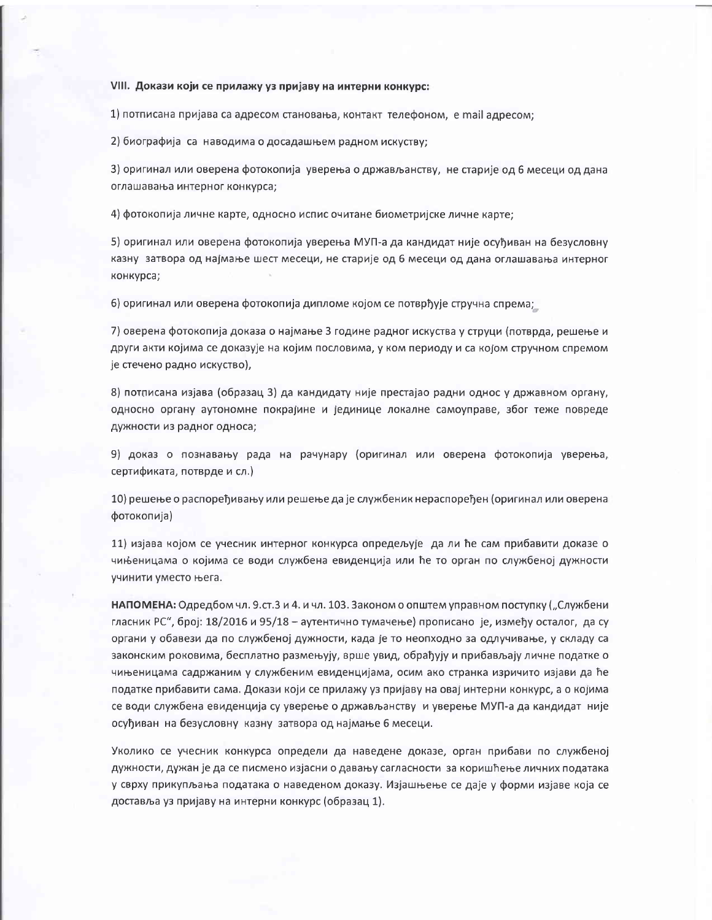## VIII. Докази који се прилажу уз пријаву на интерни конкурс:

1) потписана пријава са адресом становања, контакт телефоном, e mail адресом;

2) биографија са наводима о досадашњем радном искуству;

3) оригинал или оверена фотокопија уверења о држављанству, не старије од 6 месеци од дана оглашавања интерног конкурса;

4) фотокопија личне карте, односно испис очитане биометријске личне карте;

5) оригинал или оверена фотокопија уверења МУП-а да кандидат није осуђиван на безусловну казну затвора од најмање шест месеци, не старије од 6 месеци од дана оглашавања интерног конкурса;

6) оригинал или оверена фотокопија дипломе којом се потврђује стручна спрема;

7) оверена фотокопија доказа о најмање 3 године радног искуства у струци (потврда, решење и други акти којима се доказује на којим пословима, у ком периоду и са којом стручном спремом је стечено радно искуство),

8) потписана изјава (образац 3) да кандидату није престајао радни однос у државном органу, односно органу аутономне покрајине и јединице локалне самоуправе, због теже повреде дужности из радног односа;

9) доказ о познавању рада на рачунару (оригинал или оверена фотокопија уверења, сертификата, потврде и сл.)

10) решење о распоређивању или решење да је службеник нераспоређен (оригинал или оверена фотокопија)

11) изјава којом се учесник интерног конкурса опредељује да ли ће сам прибавити доказе о чињеницама о којима се води службена евиденција или ће то орган по службеној дужности учинити уместо њега.

**НАПОМЕНА:** Одредбом чл. 9.ст.3 и 4. и чл. 103. Законом о општем управном поступку („Службени гласник РС", број: 18/2016 и 95/18 – аутентично тумачење) прописано је, између осталог, да су органи у обавези да по службеној дужности, када је то неопходно за одлучивање, у складу са законским роковима, бесплатно размењују, врше увид, обрађују и прибављају личне податке о чињеницама садржаним у службеним евиденцијама, осим ако странка изричито изјави да ће податке прибавити сама. Докази који се прилажу уз пријаву на овај интерни конкурс, а о којима се води службена евиденција су уверење о држављанству и уверење МУП-а да кандидат није осуђиван на безусловну казну затвора од најмање 6 месеци.

Уколико се учесник конкурса определи да наведене доказе, орган прибави по службеној дужности, дужан је да се писмено изјасни о давању сагласности за коришћење личних података у сврху прикупљања података о наведеном доказу. Изјашњење се даје у форми изјаве која се доставља уз пријаву на интерни конкурс (образац 1).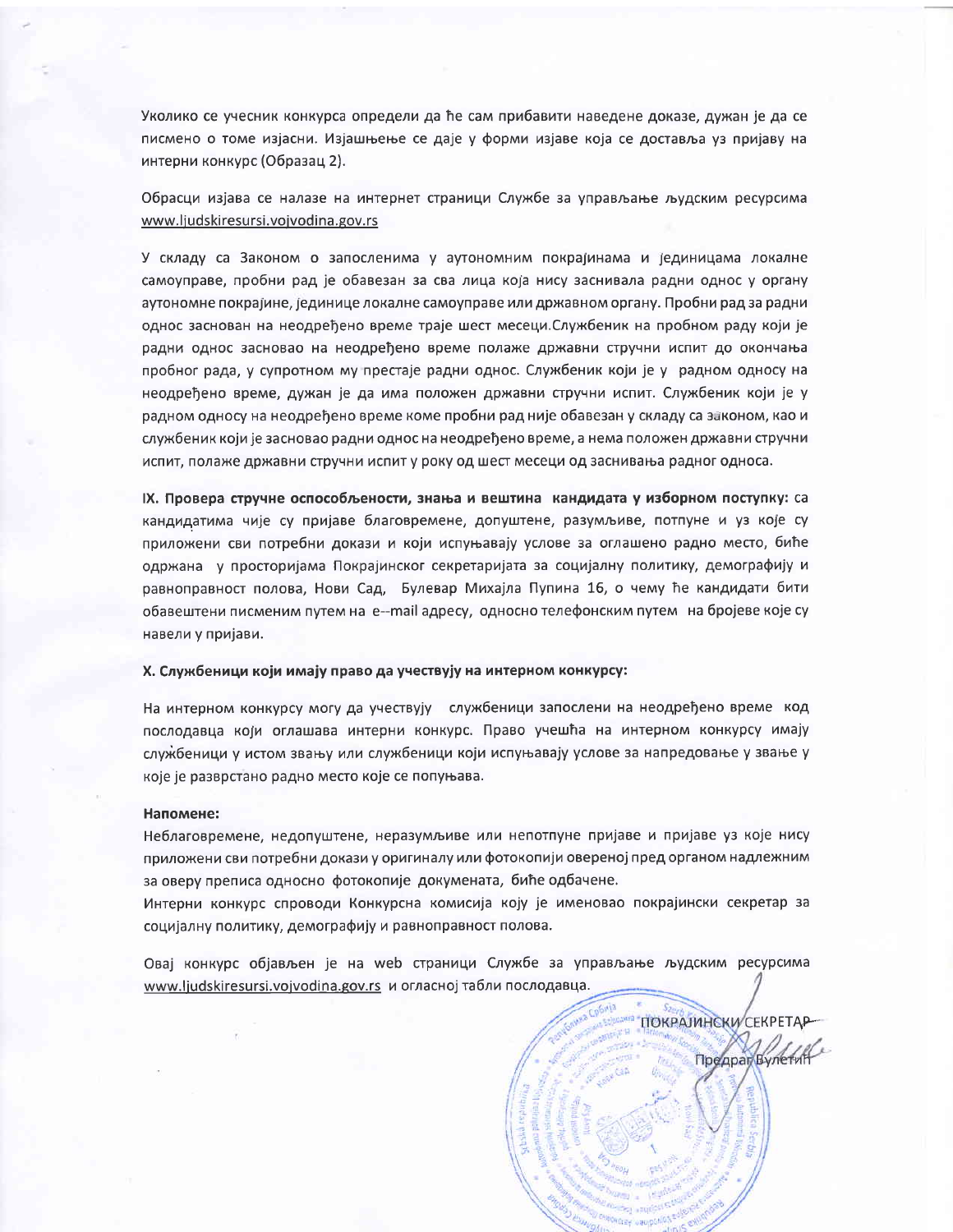Уколико се учесник конкурса определи да ће сам прибавити наведене доказе, дужан је да се писмено о томе изјасни. Изјашњење се даје у форми изјаве која се доставља уз пријаву на интерни конкурс (Образац 2).

Обрасци изјава се налазе на интернет страници Службе за управљање људским ресурсима www.ljudskiresursi.vojvodina.gov.rs

У складу са Законом о запосленима у аутономним покрајинама и јединицама локалне самоуправе, пробни рад је обавезан за сва лица која нису заснивала радни однос у органу аутономне покрајине, јединице локалне самоуправе или државном органу. Пробни рад за радни однос заснован на неодређено време траје шест месеци.Службеник на пробном раду који је радни однос засновао на неодређено време полаже државни стручни испит до окончања пробног рада, у супротном му престаје радни однос. Службеник који је у радном односу на неодређено време, дужан је да има положен државни стручни испит. Службеник који је у радном односу на неодређено време коме пробни рад није обавезан у складу са законом, као и службеник који је засновао радни однос на неодређено време, а нема положен државни стручни испит, полаже државни стручни испит у року од шест месеци од заснивања радног односа.

**IX. Провера стручне оспособљености, знања и вештина кандидата у изборном поступку:** са кандидатима чије су пријаве благовремене, допуштене, разумљиве, потпуне и уз које су приложени сви потребни докази и који испуњавају услове за оглашено радно место, биће одржана у просторијама Покрајинског секретаријата за социјалну политику, демографију и равноправност полова, Нови Сад, Булевар Михајла Пупина 16, о чему ће кандидати бити обавештени писменим путем на e--mail адресу, односно телефонским путем на бројеве које су навели у пријави.

**X. Службеници који имају право да учествују на интерном конкурсу:**

На интерном конкурсу могу да учествују службеници запослени на неодређено време код послодавца који оглашава интерни конкурс. Право учешћа на интерном конкурсу имају службеници у истом звању или службеници који испуњавају услове за напредовање у звање у које је разврстано радно место које се попуњава.

**Напомене:**

Неблаговремене, недопуштене, неразумљиве или непотпуне пријаве и пријаве уз које нису приложени сви потребни докази у оригиналу или фотокопији овереној пред органом надлежним за оверу преписа односно фотокопије докумената, биће одбачене.

Интерни конкурс спроводи Конкурсна комисија коју је именовао покрајински секретар за социјалну политику, демографију и равноправност полова.

Овај конкурс објављен је на web страници Службе за управљање људским ресурсима www.ljudskiresursi.vojvodina.gov.rs и огласној табли послодавца.

ПОКРАЈИНСКИ СЕКРЕТАР

Предраг Вулетић